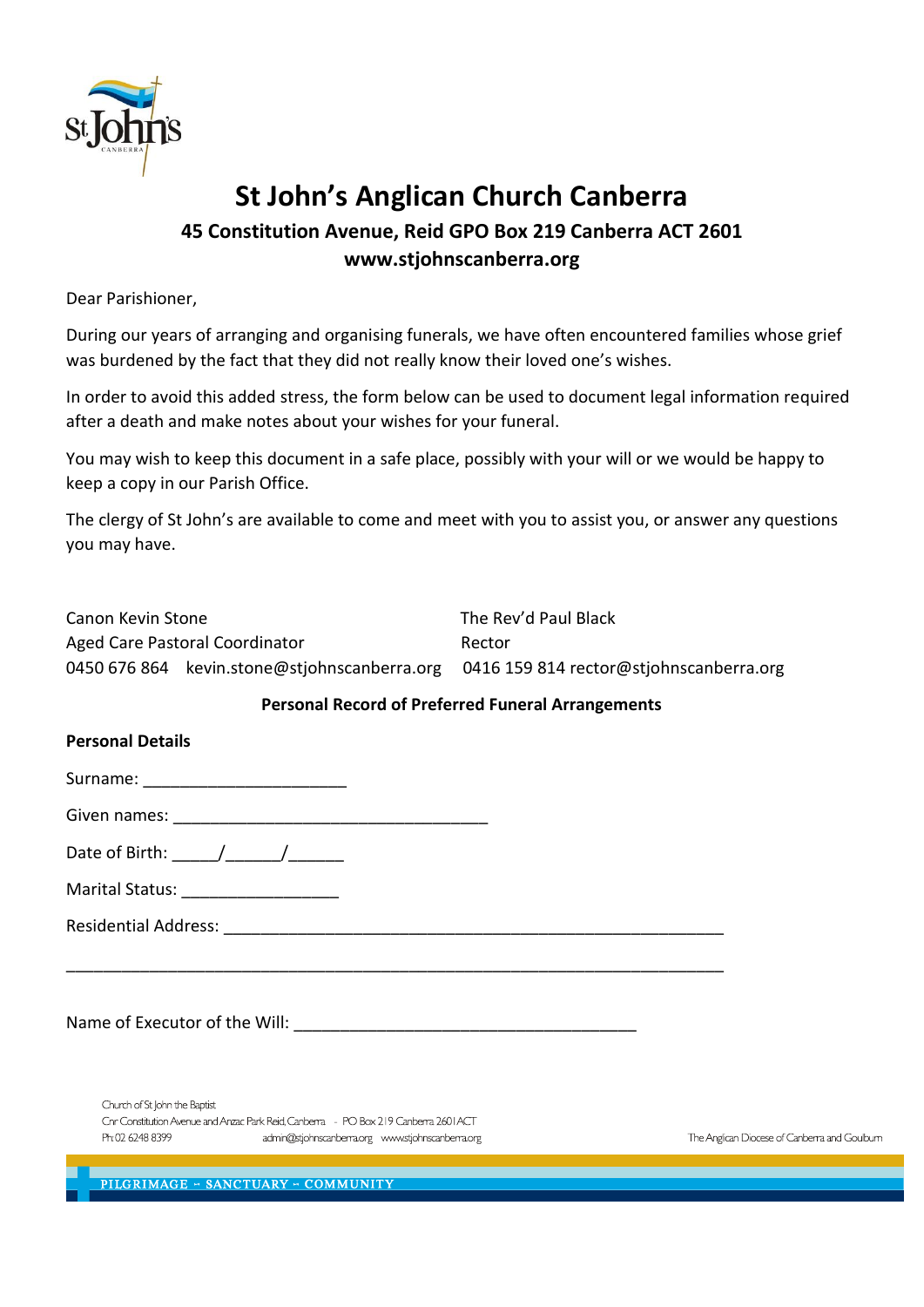# St John's Anglican Church Canberra

## 45 Constitution Avenue, Reid GPO Box 219 Canberra ACT 2601

## www.stjohnscanberra.org

Dear Parishioner,

During our years of arranging and organising funerals, we have often encountered families whose grief was burdened by the fact that they did not really know their loved one's wishes.

In order to avoid this added stress, the form below can be used to document legal information required after a death and make notes about your wishes for your funeral.

You may wish to keep this document in a safe place, possibly with your will or we would be happy to keep a copy in our Parish Office.

The clergy of St John's are available to come and meet with you to assist you, or answer any questions you may have.

Canon Kevin Stone
Aged Care Pastoral Coordinator
0450 676 864 kevin.stone@stjohnscanberra.org

The Rev'd Paul Black
Rector
0416 159 814 rector@stjohnscanberra.org

**Personal Record of Preferred Funeral Arrangements**

**Personal Details**

Surname: ______________________

Given names: __________________________________

Date of Birth: _____/______/______

Marital Status: _________________

Residential Address: ______________________________________________________

__________________________________________________________________________

Name of Executor of the Will: _____________________________________

Church of St John the Baptist
Cnr Constitution Avenue and Anzac Park Reid, Canberra - PO Box 219 Canberra 2601 ACT
Ph: 02 6248 8399 admin@stjohnscanberra.org www.stjohnscanberra.org

The Anglican Diocese of Canberra and Goulburn

PILGRIMAGE ~ SANCTUARY ~ COMMUNITY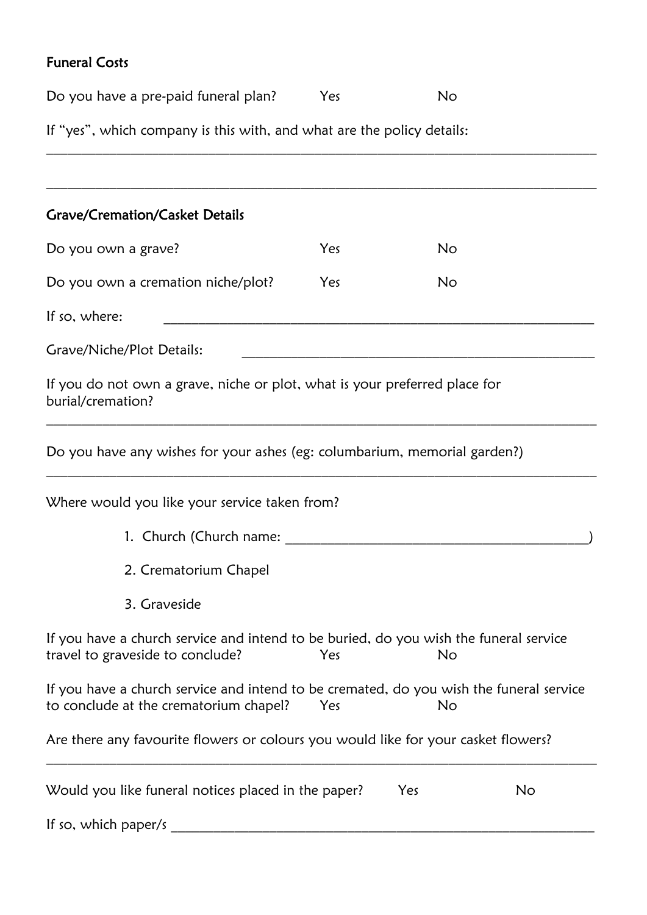## Funeral Costs

Do you have a pre-paid funeral plan? Yes No

If "yes", which company is this with, and what are the policy details:

_______________________________________________________________________________

_______________________________________________________________________________

## Grave/Cremation/Casket Details

Do you own a grave? Yes No

Do you own a cremation niche/plot? Yes No

If so, where: _______________________________________________________

Grave/Niche/Plot Details: _____________________________________________

If you do not own a grave, niche or plot, what is your preferred place for burial/cremation?

_______________________________________________________________________________

Do you have any wishes for your ashes (eg: columbarium, memorial garden?)

_______________________________________________________________________________

Where would you like your service taken from?

1. Church (Church name: _______________________________________)
2. Crematorium Chapel
3. Graveside

If you have a church service and intend to be buried, do you wish the funeral service travel to graveside to conclude? Yes No

If you have a church service and intend to be cremated, do you wish the funeral service to conclude at the crematorium chapel? Yes No

Are there any favourite flowers or colours you would like for your casket flowers?

_______________________________________________________________________________

Would you like funeral notices placed in the paper? Yes No

If so, which paper/s _______________________________________________________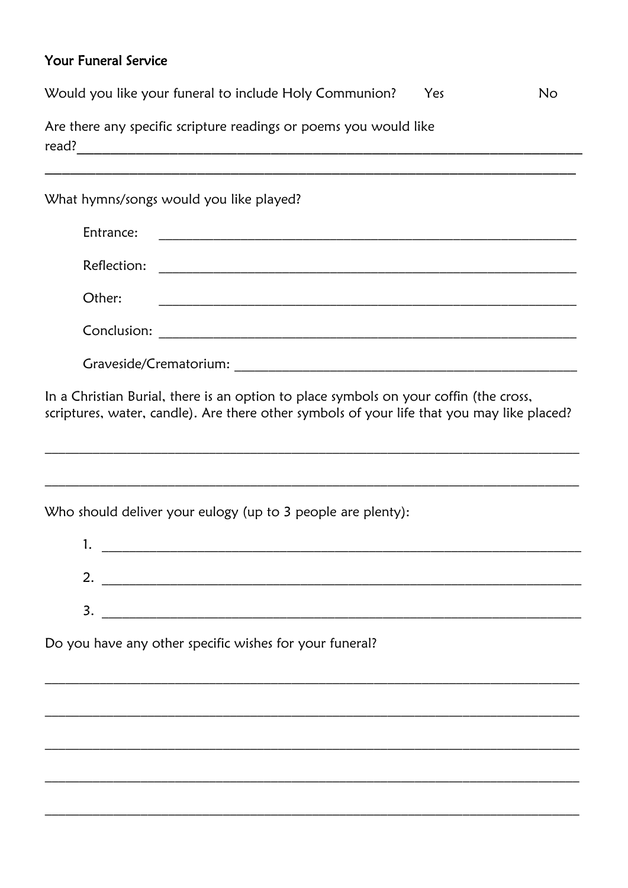## Your Funeral Service

Would you like your funeral to include Holy Communion? Yes No

Are there any specific scripture readings or poems you would like read?\_\_\_\_\_\_\_\_\_\_\_\_\_\_\_\_\_\_\_\_\_\_\_\_\_\_\_\_\_\_\_\_\_\_\_\_\_\_\_\_\_\_\_\_\_\_\_\_\_\_\_\_\_\_\_\_\_\_\_\_\_\_\_\_\_\_\_\_\_\_\_\_

\_\_\_\_\_\_\_\_\_\_\_\_\_\_\_\_\_\_\_\_\_\_\_\_\_\_\_\_\_\_\_\_\_\_\_\_\_\_\_\_\_\_\_\_\_\_\_\_\_\_\_\_\_\_\_\_\_\_\_\_\_\_\_\_\_\_\_\_\_\_\_\_\_\_\_\_\_\_

What hymns/songs would you like played?

Entrance: \_\_\_\_\_\_\_\_\_\_\_\_\_\_\_\_\_\_\_\_\_\_\_\_\_\_\_\_\_\_\_\_\_\_\_\_\_\_\_\_\_\_\_\_\_\_\_\_\_\_\_\_\_\_\_\_\_\_\_\_

Reflection: \_\_\_\_\_\_\_\_\_\_\_\_\_\_\_\_\_\_\_\_\_\_\_\_\_\_\_\_\_\_\_\_\_\_\_\_\_\_\_\_\_\_\_\_\_\_\_\_\_\_\_\_\_\_\_\_\_\_\_\_

Other: \_\_\_\_\_\_\_\_\_\_\_\_\_\_\_\_\_\_\_\_\_\_\_\_\_\_\_\_\_\_\_\_\_\_\_\_\_\_\_\_\_\_\_\_\_\_\_\_\_\_\_\_\_\_\_\_\_\_\_\_

Conclusion: \_\_\_\_\_\_\_\_\_\_\_\_\_\_\_\_\_\_\_\_\_\_\_\_\_\_\_\_\_\_\_\_\_\_\_\_\_\_\_\_\_\_\_\_\_\_\_\_\_\_\_\_\_\_\_\_\_\_\_\_

Graveside/Crematorium: \_\_\_\_\_\_\_\_\_\_\_\_\_\_\_\_\_\_\_\_\_\_\_\_\_\_\_\_\_\_\_\_\_\_\_\_\_\_\_\_\_\_\_\_\_\_\_\_\_\_\_

In a Christian Burial, there is an option to place symbols on your coffin (the cross, scriptures, water, candle). Are there other symbols of your life that you may like placed?

\_\_\_\_\_\_\_\_\_\_\_\_\_\_\_\_\_\_\_\_\_\_\_\_\_\_\_\_\_\_\_\_\_\_\_\_\_\_\_\_\_\_\_\_\_\_\_\_\_\_\_\_\_\_\_\_\_\_\_\_\_\_\_\_\_\_\_\_\_\_\_\_\_\_\_\_\_\_

\_\_\_\_\_\_\_\_\_\_\_\_\_\_\_\_\_\_\_\_\_\_\_\_\_\_\_\_\_\_\_\_\_\_\_\_\_\_\_\_\_\_\_\_\_\_\_\_\_\_\_\_\_\_\_\_\_\_\_\_\_\_\_\_\_\_\_\_\_\_\_\_\_\_\_\_\_\_

Who should deliver your eulogy (up to 3 people are plenty):

1. \_\_\_\_\_\_\_\_\_\_\_\_\_\_\_\_\_\_\_\_\_\_\_\_\_\_\_\_\_\_\_\_\_\_\_\_\_\_\_\_\_\_\_\_\_\_\_\_\_\_\_\_\_\_\_\_\_\_\_\_\_\_\_\_\_\_
2. \_\_\_\_\_\_\_\_\_\_\_\_\_\_\_\_\_\_\_\_\_\_\_\_\_\_\_\_\_\_\_\_\_\_\_\_\_\_\_\_\_\_\_\_\_\_\_\_\_\_\_\_\_\_\_\_\_\_\_\_\_\_\_\_\_\_
3. \_\_\_\_\_\_\_\_\_\_\_\_\_\_\_\_\_\_\_\_\_\_\_\_\_\_\_\_\_\_\_\_\_\_\_\_\_\_\_\_\_\_\_\_\_\_\_\_\_\_\_\_\_\_\_\_\_\_\_\_\_\_\_\_\_\_

Do you have any other specific wishes for your funeral?

\_\_\_\_\_\_\_\_\_\_\_\_\_\_\_\_\_\_\_\_\_\_\_\_\_\_\_\_\_\_\_\_\_\_\_\_\_\_\_\_\_\_\_\_\_\_\_\_\_\_\_\_\_\_\_\_\_\_\_\_\_\_\_\_\_\_\_\_\_\_\_\_\_\_\_\_\_\_

\_\_\_\_\_\_\_\_\_\_\_\_\_\_\_\_\_\_\_\_\_\_\_\_\_\_\_\_\_\_\_\_\_\_\_\_\_\_\_\_\_\_\_\_\_\_\_\_\_\_\_\_\_\_\_\_\_\_\_\_\_\_\_\_\_\_\_\_\_\_\_\_\_\_\_\_\_\_

\_\_\_\_\_\_\_\_\_\_\_\_\_\_\_\_\_\_\_\_\_\_\_\_\_\_\_\_\_\_\_\_\_\_\_\_\_\_\_\_\_\_\_\_\_\_\_\_\_\_\_\_\_\_\_\_\_\_\_\_\_\_\_\_\_\_\_\_\_\_\_\_\_\_\_\_\_\_

\_\_\_\_\_\_\_\_\_\_\_\_\_\_\_\_\_\_\_\_\_\_\_\_\_\_\_\_\_\_\_\_\_\_\_\_\_\_\_\_\_\_\_\_\_\_\_\_\_\_\_\_\_\_\_\_\_\_\_\_\_\_\_\_\_\_\_\_\_\_\_\_\_\_\_\_\_\_

\_\_\_\_\_\_\_\_\_\_\_\_\_\_\_\_\_\_\_\_\_\_\_\_\_\_\_\_\_\_\_\_\_\_\_\_\_\_\_\_\_\_\_\_\_\_\_\_\_\_\_\_\_\_\_\_\_\_\_\_\_\_\_\_\_\_\_\_\_\_\_\_\_\_\_\_\_\_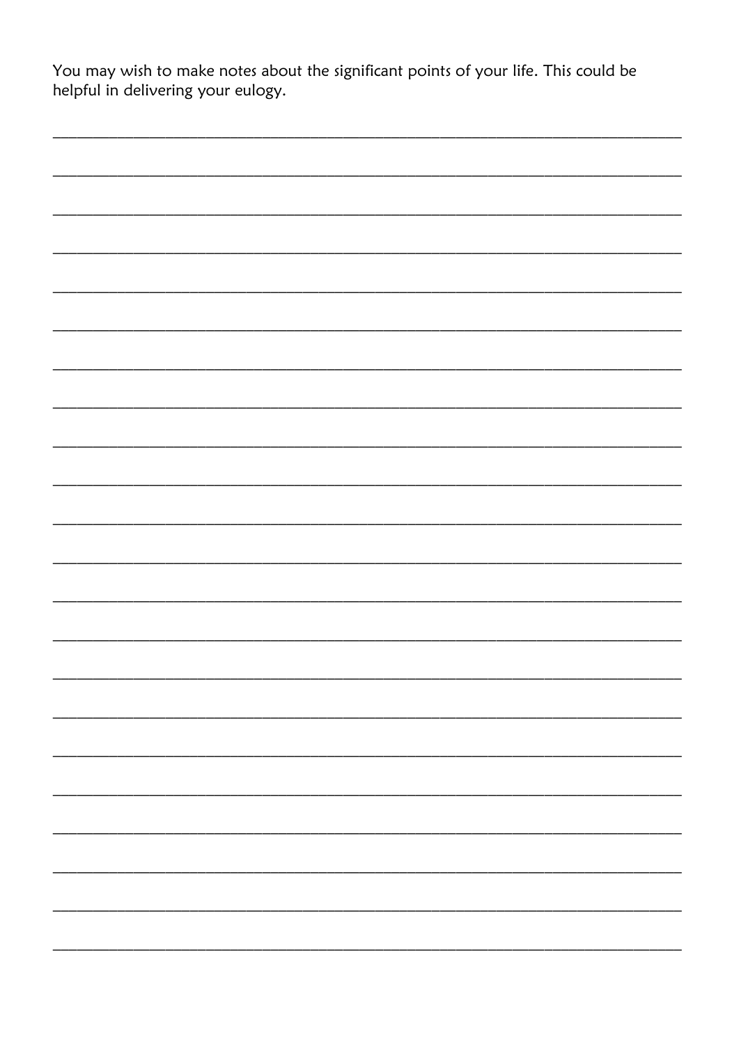You may wish to make notes about the significant points of your life. This could be helpful in delivering your eulogy.

______________________________________________________________________________

______________________________________________________________________________

______________________________________________________________________________

______________________________________________________________________________

______________________________________________________________________________

______________________________________________________________________________

______________________________________________________________________________

______________________________________________________________________________

______________________________________________________________________________

______________________________________________________________________________

______________________________________________________________________________

______________________________________________________________________________

______________________________________________________________________________

______________________________________________________________________________

______________________________________________________________________________

______________________________________________________________________________

______________________________________________________________________________

______________________________________________________________________________

______________________________________________________________________________

______________________________________________________________________________

______________________________________________________________________________

______________________________________________________________________________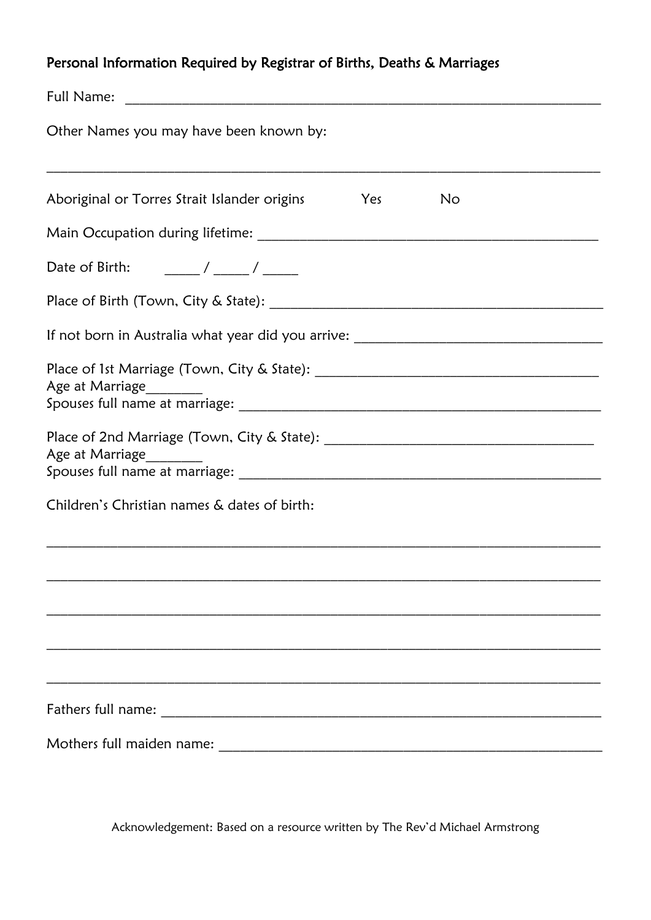## Personal Information Required by Registrar of Births, Deaths & Marriages

Full Name: ______________________________________________________________

Other Names you may have been known by:

______________________________________________________________________

Aboriginal or Torres Strait Islander origins Yes No

Main Occupation during lifetime: ________________________________________

Date of Birth: _____ / _____ / _____

Place of Birth (Town, City & State): ______________________________________

If not born in Australia what year did you arrive: ___________________________

Place of 1st Marriage (Town, City & State): ________________________________
Age at Marriage_______
Spouses full name at marriage: ___________________________________________

Place of 2nd Marriage (Town, City & State): _______________________________
Age at Marriage_______
Spouses full name at marriage: ___________________________________________

Children's Christian names & dates of birth:

______________________________________________________________________

______________________________________________________________________

______________________________________________________________________

______________________________________________________________________

______________________________________________________________________

Fathers full name: _____________________________________________________

Mothers full maiden name: ______________________________________________

Acknowledgement: Based on a resource written by The Rev'd Michael Armstrong